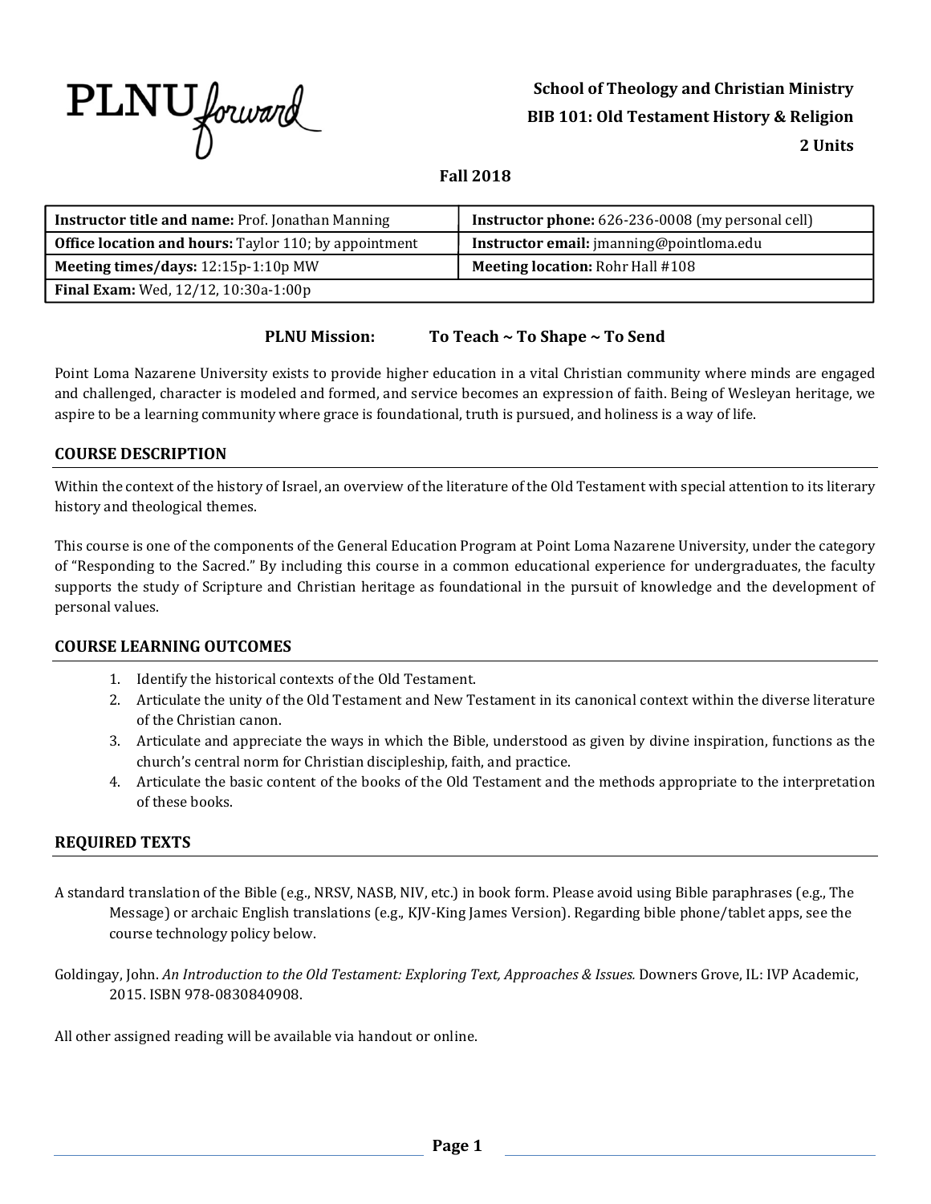PLNU forward

**School of Theology and Christian Ministry**
**BIB 101: Old Testament History & Religion**
**2 Units**

**Fall 2018**

| **Instructor title and name:** Prof. Jonathan Manning | **Instructor phone:** 626-236-0008 (my personal cell) |
|---|---|
| **Office location and hours:** Taylor 110; by appointment | **Instructor email:** jmanning@pointloma.edu |
| **Meeting times/days:** 12:15p-1:10p MW | **Meeting location:** Rohr Hall #108 |
| **Final Exam:** Wed, 12/12, 10:30a-1:00p | |

**PLNU Mission: To Teach ~ To Shape ~ To Send**

Point Loma Nazarene University exists to provide higher education in a vital Christian community where minds are engaged and challenged, character is modeled and formed, and service becomes an expression of faith. Being of Wesleyan heritage, we aspire to be a learning community where grace is foundational, truth is pursued, and holiness is a way of life.

## COURSE DESCRIPTION

Within the context of the history of Israel, an overview of the literature of the Old Testament with special attention to its literary history and theological themes.

This course is one of the components of the General Education Program at Point Loma Nazarene University, under the category of "Responding to the Sacred." By including this course in a common educational experience for undergraduates, the faculty supports the study of Scripture and Christian heritage as foundational in the pursuit of knowledge and the development of personal values.

## COURSE LEARNING OUTCOMES

1. Identify the historical contexts of the Old Testament.
2. Articulate the unity of the Old Testament and New Testament in its canonical context within the diverse literature of the Christian canon.
3. Articulate and appreciate the ways in which the Bible, understood as given by divine inspiration, functions as the church's central norm for Christian discipleship, faith, and practice.
4. Articulate the basic content of the books of the Old Testament and the methods appropriate to the interpretation of these books.

## REQUIRED TEXTS

A standard translation of the Bible (e.g., NRSV, NASB, NIV, etc.) in book form. Please avoid using Bible paraphrases (e.g., The Message) or archaic English translations (e.g., KJV-King James Version). Regarding bible phone/tablet apps, see the course technology policy below.

Goldingay, John. *An Introduction to the Old Testament: Exploring Text, Approaches & Issues.* Downers Grove, IL: IVP Academic, 2015. ISBN 978-0830840908.

All other assigned reading will be available via handout or online.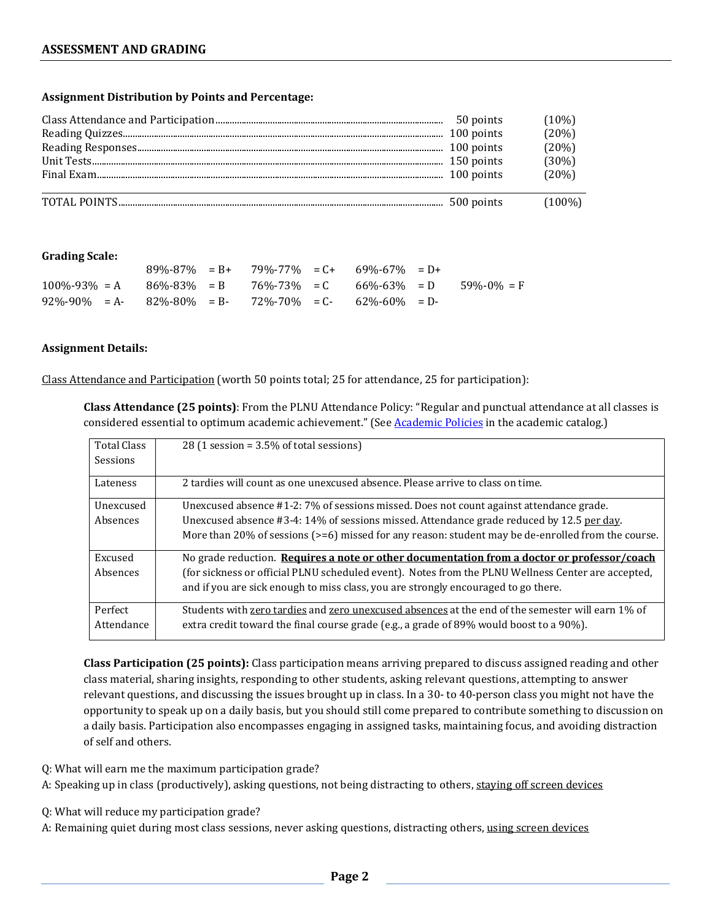## ASSESSMENT AND GRADING

**Assignment Distribution by Points and Percentage:**

| | | |
|---|---|---|
| Class Attendance and Participation | 50 points | (10%) |
| Reading Quizzes | 100 points | (20%) |
| Reading Responses | 100 points | (20%) |
| Unit Tests | 150 points | (30%) |
| Final Exam | 100 points | (20%) |
| TOTAL POINTS | 500 points | (100%) |

**Grading Scale:**

| | | | | |
|---|---|---|---|---|
| | 89%-87% = B+ | 79%-77% = C+ | 69%-67% = D+ | |
| 100%-93% = A | 86%-83% = B | 76%-73% = C | 66%-63% = D | 59%-0% = F |
| 92%-90% = A- | 82%-80% = B- | 72%-70% = C- | 62%-60% = D- | |

**Assignment Details:**

Class Attendance and Participation (worth 50 points total; 25 for attendance, 25 for participation):

**Class Attendance (25 points)**: From the PLNU Attendance Policy: "Regular and punctual attendance at all classes is considered essential to optimum academic achievement." (See Academic Policies in the academic catalog.)

| | |
|---|---|
| Total Class Sessions | 28 (1 session = 3.5% of total sessions) |
| Lateness | 2 tardies will count as one unexcused absence. Please arrive to class on time. |
| Unexcused Absences | Unexcused absence #1-2: 7% of sessions missed. Does not count against attendance grade.<br>Unexcused absence #3-4: 14% of sessions missed. Attendance grade reduced by 12.5 per day.<br>More than 20% of sessions (>=6) missed for any reason: student may be de-enrolled from the course. |
| Excused Absences | No grade reduction. **Requires a note or other documentation from a doctor or professor/coach** (for sickness or official PLNU scheduled event). Notes from the PLNU Wellness Center are accepted, and if you are sick enough to miss class, you are strongly encouraged to go there. |
| Perfect Attendance | Students with zero tardies and zero unexcused absences at the end of the semester will earn 1% of extra credit toward the final course grade (e.g., a grade of 89% would boost to a 90%). |

**Class Participation (25 points):** Class participation means arriving prepared to discuss assigned reading and other class material, sharing insights, responding to other students, asking relevant questions, attempting to answer relevant questions, and discussing the issues brought up in class. In a 30- to 40-person class you might not have the opportunity to speak up on a daily basis, but you should still come prepared to contribute something to discussion on a daily basis. Participation also encompasses engaging in assigned tasks, maintaining focus, and avoiding distraction of self and others.

Q: What will earn me the maximum participation grade?
A: Speaking up in class (productively), asking questions, not being distracting to others, staying off screen devices

Q: What will reduce my participation grade?
A: Remaining quiet during most class sessions, never asking questions, distracting others, using screen devices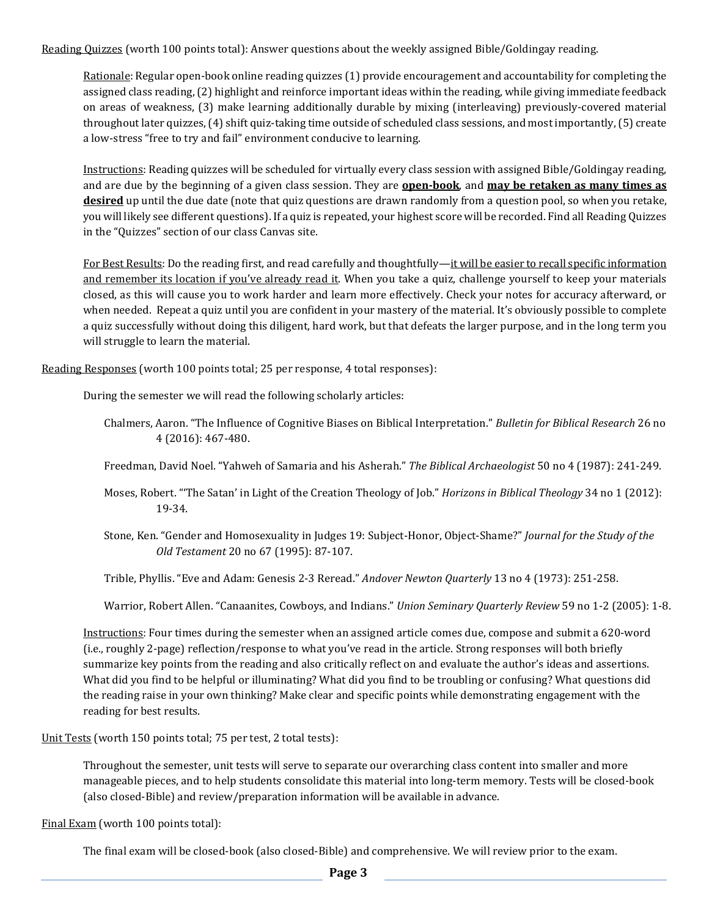<u>Reading Quizzes</u> (worth 100 points total): Answer questions about the weekly assigned Bible/Goldingay reading.

> <u>Rationale</u>: Regular open-book online reading quizzes (1) provide encouragement and accountability for completing the assigned class reading, (2) highlight and reinforce important ideas within the reading, while giving immediate feedback on areas of weakness, (3) make learning additionally durable by mixing (interleaving) previously-covered material throughout later quizzes, (4) shift quiz-taking time outside of scheduled class sessions, and most importantly, (5) create a low-stress "free to try and fail" environment conducive to learning.
>
> <u>Instructions</u>: Reading quizzes will be scheduled for virtually every class session with assigned Bible/Goldingay reading, and are due by the beginning of a given class session. They are **<u>open-book</u>**, and **<u>may be retaken as many times as desired</u>** up until the due date (note that quiz questions are drawn randomly from a question pool, so when you retake, you will likely see different questions). If a quiz is repeated, your highest score will be recorded. Find all Reading Quizzes in the "Quizzes" section of our class Canvas site.
>
> <u>For Best Results</u>: Do the reading first, and read carefully and thoughtfully—<u>it will be easier to recall specific information and remember its location if you've already read it</u>. When you take a quiz, challenge yourself to keep your materials closed, as this will cause you to work harder and learn more effectively. Check your notes for accuracy afterward, or when needed. Repeat a quiz until you are confident in your mastery of the material. It's obviously possible to complete a quiz successfully without doing this diligent, hard work, but that defeats the larger purpose, and in the long term you will struggle to learn the material.

<u>Reading Responses</u> (worth 100 points total; 25 per response, 4 total responses):

> During the semester we will read the following scholarly articles:
>
> Chalmers, Aaron. "The Influence of Cognitive Biases on Biblical Interpretation." *Bulletin for Biblical Research* 26 no 4 (2016): 467-480.
>
> Freedman, David Noel. "Yahweh of Samaria and his Asherah." *The Biblical Archaeologist* 50 no 4 (1987): 241-249.
>
> Moses, Robert. "'The Satan' in Light of the Creation Theology of Job." *Horizons in Biblical Theology* 34 no 1 (2012): 19-34.
>
> Stone, Ken. "Gender and Homosexuality in Judges 19: Subject-Honor, Object-Shame?" *Journal for the Study of the Old Testament* 20 no 67 (1995): 87-107.
>
> Trible, Phyllis. "Eve and Adam: Genesis 2-3 Reread." *Andover Newton Quarterly* 13 no 4 (1973): 251-258.
>
> Warrior, Robert Allen. "Canaanites, Cowboys, and Indians." *Union Seminary Quarterly Review* 59 no 1-2 (2005): 1-8.
>
> <u>Instructions</u>: Four times during the semester when an assigned article comes due, compose and submit a 620-word (i.e., roughly 2-page) reflection/response to what you've read in the article. Strong responses will both briefly summarize key points from the reading and also critically reflect on and evaluate the author's ideas and assertions. What did you find to be helpful or illuminating? What did you find to be troubling or confusing? What questions did the reading raise in your own thinking? Make clear and specific points while demonstrating engagement with the reading for best results.

<u>Unit Tests</u> (worth 150 points total; 75 per test, 2 total tests):

> Throughout the semester, unit tests will serve to separate our overarching class content into smaller and more manageable pieces, and to help students consolidate this material into long-term memory. Tests will be closed-book (also closed-Bible) and review/preparation information will be available in advance.

<u>Final Exam</u> (worth 100 points total):

> The final exam will be closed-book (also closed-Bible) and comprehensive. We will review prior to the exam.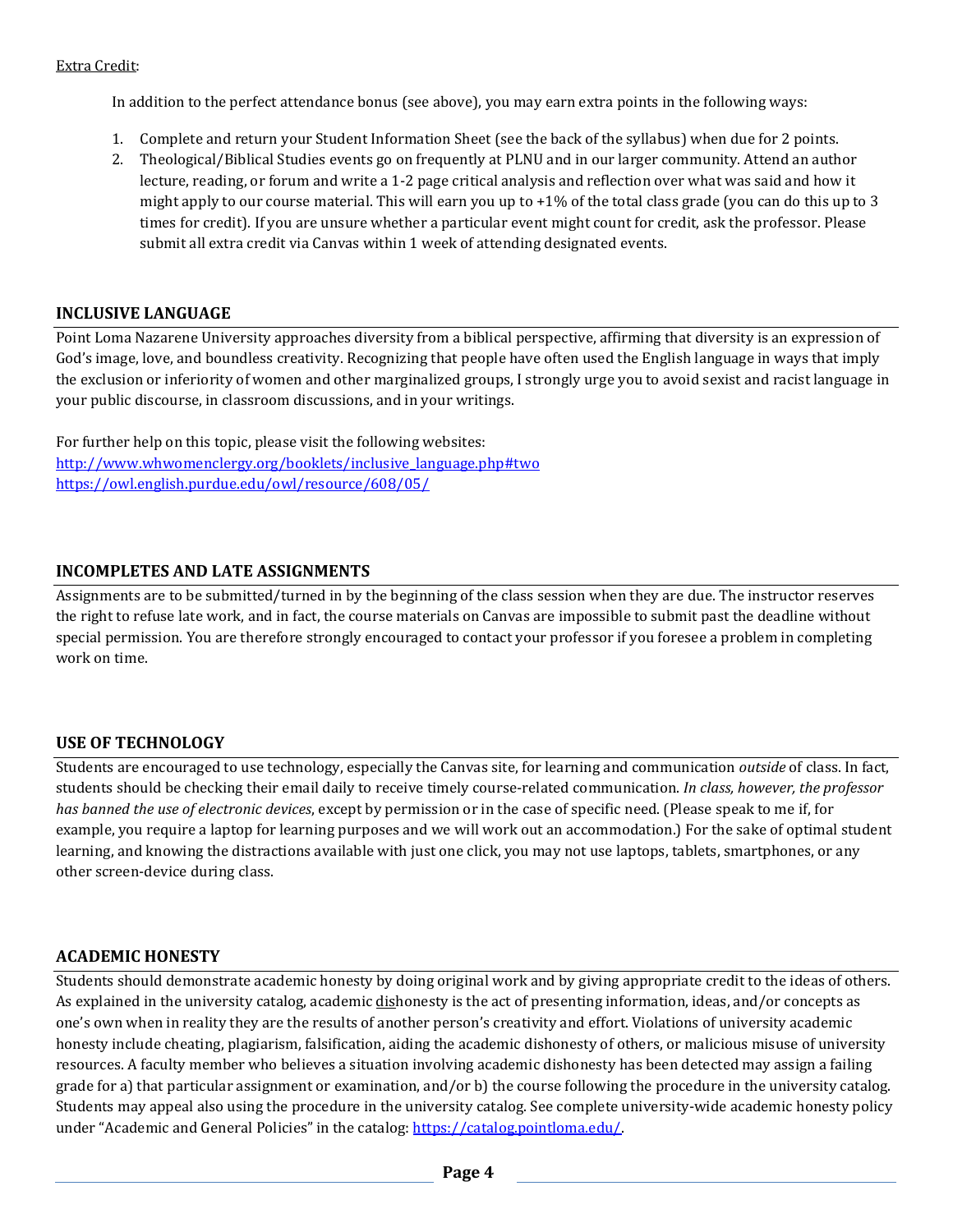Extra Credit:

In addition to the perfect attendance bonus (see above), you may earn extra points in the following ways:

1. Complete and return your Student Information Sheet (see the back of the syllabus) when due for 2 points.
2. Theological/Biblical Studies events go on frequently at PLNU and in our larger community. Attend an author lecture, reading, or forum and write a 1-2 page critical analysis and reflection over what was said and how it might apply to our course material. This will earn you up to +1% of the total class grade (you can do this up to 3 times for credit). If you are unsure whether a particular event might count for credit, ask the professor. Please submit all extra credit via Canvas within 1 week of attending designated events.

## INCLUSIVE LANGUAGE

Point Loma Nazarene University approaches diversity from a biblical perspective, affirming that diversity is an expression of God's image, love, and boundless creativity. Recognizing that people have often used the English language in ways that imply the exclusion or inferiority of women and other marginalized groups, I strongly urge you to avoid sexist and racist language in your public discourse, in classroom discussions, and in your writings.

For further help on this topic, please visit the following websites:
http://www.whwomenclergy.org/booklets/inclusive_language.php#two
https://owl.english.purdue.edu/owl/resource/608/05/

## INCOMPLETES AND LATE ASSIGNMENTS

Assignments are to be submitted/turned in by the beginning of the class session when they are due. The instructor reserves the right to refuse late work, and in fact, the course materials on Canvas are impossible to submit past the deadline without special permission. You are therefore strongly encouraged to contact your professor if you foresee a problem in completing work on time.

## USE OF TECHNOLOGY

Students are encouraged to use technology, especially the Canvas site, for learning and communication *outside* of class. In fact, students should be checking their email daily to receive timely course-related communication. *In class, however, the professor has banned the use of electronic devices*, except by permission or in the case of specific need. (Please speak to me if, for example, you require a laptop for learning purposes and we will work out an accommodation.) For the sake of optimal student learning, and knowing the distractions available with just one click, you may not use laptops, tablets, smartphones, or any other screen-device during class.

## ACADEMIC HONESTY

Students should demonstrate academic honesty by doing original work and by giving appropriate credit to the ideas of others. As explained in the university catalog, academic dishonesty is the act of presenting information, ideas, and/or concepts as one's own when in reality they are the results of another person's creativity and effort. Violations of university academic honesty include cheating, plagiarism, falsification, aiding the academic dishonesty of others, or malicious misuse of university resources. A faculty member who believes a situation involving academic dishonesty has been detected may assign a failing grade for a) that particular assignment or examination, and/or b) the course following the procedure in the university catalog. Students may appeal also using the procedure in the university catalog. See complete university-wide academic honesty policy under "Academic and General Policies" in the catalog: https://catalog.pointloma.edu/.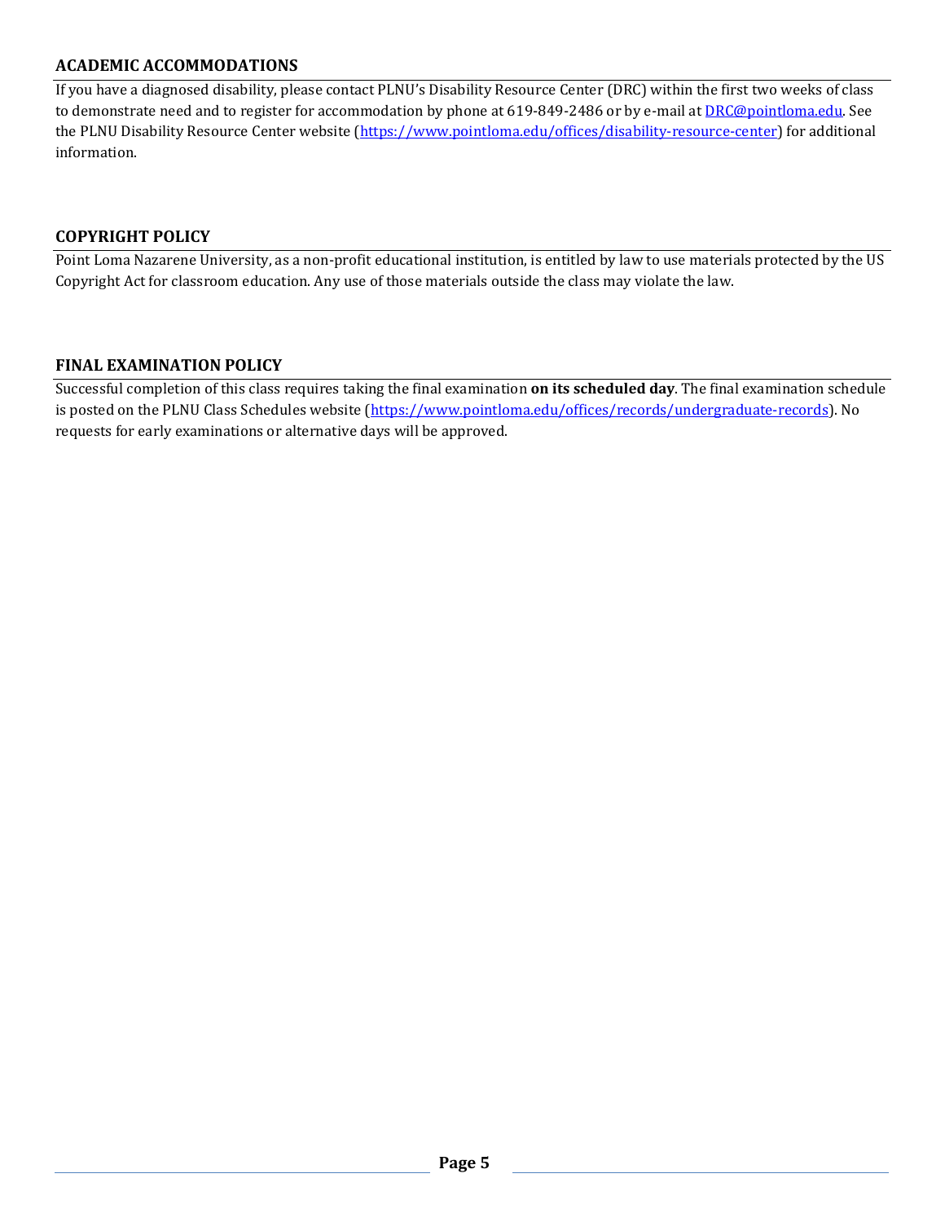## ACADEMIC ACCOMMODATIONS

If you have a diagnosed disability, please contact PLNU's Disability Resource Center (DRC) within the first two weeks of class to demonstrate need and to register for accommodation by phone at 619-849-2486 or by e-mail at [DRC@pointloma.edu](mailto:DRC@pointloma.edu). See the PLNU Disability Resource Center website ([https://www.pointloma.edu/offices/disability-resource-center](https://www.pointloma.edu/offices/disability-resource-center)) for additional information.

## COPYRIGHT POLICY

Point Loma Nazarene University, as a non-profit educational institution, is entitled by law to use materials protected by the US Copyright Act for classroom education. Any use of those materials outside the class may violate the law.

## FINAL EXAMINATION POLICY

Successful completion of this class requires taking the final examination **on its scheduled day**. The final examination schedule is posted on the PLNU Class Schedules website ([https://www.pointloma.edu/offices/records/undergraduate-records](https://www.pointloma.edu/offices/records/undergraduate-records)). No requests for early examinations or alternative days will be approved.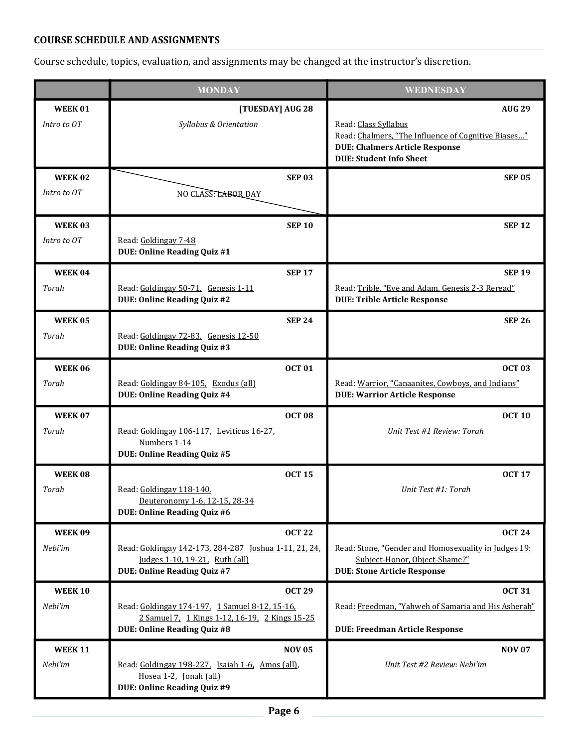**COURSE SCHEDULE AND ASSIGNMENTS**

Course schedule, topics, evaluation, and assignments may be changed at the instructor's discretion.

| | MONDAY | WEDNESDAY |
|---|---|---|
| **WEEK 01**<br>*Intro to OT* | **[TUESDAY] AUG 28**<br>*Syllabus & Orientation* | **AUG 29**<br>Read: Class Syllabus<br>Read: Chalmers, "The Influence of Cognitive Biases…"<br>**DUE: Chalmers Article Response**<br>**DUE: Student Info Sheet** |
| **WEEK 02**<br>*Intro to OT* | **SEP 03**<br>NO CLASS: LABOR DAY | **SEP 05** |
| **WEEK 03**<br>*Intro to OT* | **SEP 10**<br>Read: Goldingay 7-48<br>**DUE: Online Reading Quiz #1** | **SEP 12** |
| **WEEK 04**<br>*Torah* | **SEP 17**<br>Read: Goldingay 50-71, Genesis 1-11<br>**DUE: Online Reading Quiz #2** | **SEP 19**<br>Read: Trible, "Eve and Adam, Genesis 2-3 Reread"<br>**DUE: Trible Article Response** |
| **WEEK 05**<br>*Torah* | **SEP 24**<br>Read: Goldingay 72-83, Genesis 12-50<br>**DUE: Online Reading Quiz #3** | **SEP 26** |
| **WEEK 06**<br>*Torah* | **OCT 01**<br>Read: Goldingay 84-105, Exodus (all)<br>**DUE: Online Reading Quiz #4** | **OCT 03**<br>Read: Warrior, "Canaanites, Cowboys, and Indians"<br>**DUE: Warrior Article Response** |
| **WEEK 07**<br>*Torah* | **OCT 08**<br>Read: Goldingay 106-117, Leviticus 16-27, Numbers 1-14<br>**DUE: Online Reading Quiz #5** | **OCT 10**<br>*Unit Test #1 Review: Torah* |
| **WEEK 08**<br>*Torah* | **OCT 15**<br>Read: Goldingay 118-140, Deuteronomy 1-6, 12-15, 28-34<br>**DUE: Online Reading Quiz #6** | **OCT 17**<br>*Unit Test #1: Torah* |
| **WEEK 09**<br>*Nebi'im* | **OCT 22**<br>Read: Goldingay 142-173, 284-287 Joshua 1-11, 21, 24, Judges 1-10, 19-21, Ruth (all)<br>**DUE: Online Reading Quiz #7** | **OCT 24**<br>Read: Stone, "Gender and Homosexuality in Judges 19: Subject-Honor, Object-Shame?"<br>**DUE: Stone Article Response** |
| **WEEK 10**<br>*Nebi'im* | **OCT 29**<br>Read: Goldingay 174-197, 1 Samuel 8-12, 15-16, 2 Samuel 7, 1 Kings 1-12, 16-19, 2 Kings 15-25<br>**DUE: Online Reading Quiz #8** | **OCT 31**<br>Read: Freedman, "Yahweh of Samaria and His Asherah"<br>**DUE: Freedman Article Response** |
| **WEEK 11**<br>*Nebi'im* | **NOV 05**<br>Read: Goldingay 198-227, Isaiah 1-6, Amos (all), Hosea 1-2, Jonah (all)<br>**DUE: Online Reading Quiz #9** | **NOV 07**<br>*Unit Test #2 Review: Nebi'im* |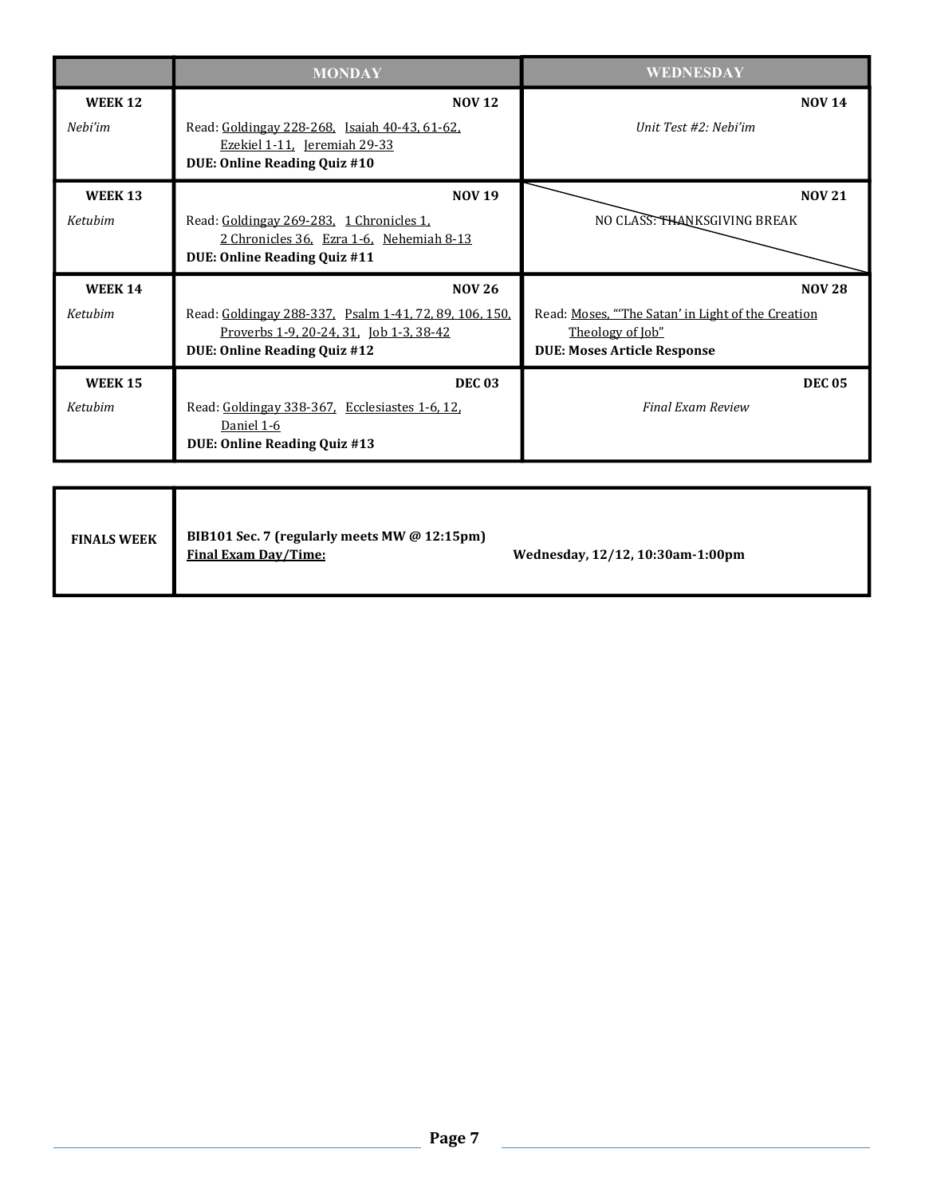| | MONDAY | WEDNESDAY |
|---|---|---|
| **WEEK 12** *Nebi'im* | **NOV 12** Read: Goldingay 228-268, Isaiah 40-43, 61-62, Ezekiel 1-11, Jeremiah 29-33 **DUE: Online Reading Quiz #10** | **NOV 14** *Unit Test #2: Nebi'im* |
| **WEEK 13** *Ketubim* | **NOV 19** Read: Goldingay 269-283, 1 Chronicles 1, 2 Chronicles 36, Ezra 1-6, Nehemiah 8-13 **DUE: Online Reading Quiz #11** | **NOV 21** NO CLASS: THANKSGIVING BREAK |
| **WEEK 14** *Ketubim* | **NOV 26** Read: Goldingay 288-337, Psalm 1-41, 72, 89, 106, 150, Proverbs 1-9, 20-24, 31, Job 1-3, 38-42 **DUE: Online Reading Quiz #12** | **NOV 28** Read: Moses, "'The Satan' in Light of the Creation Theology of Job" **DUE: Moses Article Response** |
| **WEEK 15** *Ketubim* | **DEC 03** Read: Goldingay 338-367, Ecclesiastes 1-6, 12, Daniel 1-6 **DUE: Online Reading Quiz #13** | **DEC 05** *Final Exam Review* |

| **FINALS WEEK** | **BIB101 Sec. 7 (regularly meets MW @ 12:15pm)** **Final Exam Day/Time:** | **Wednesday, 12/12, 10:30am-1:00pm** |
|---|---|---|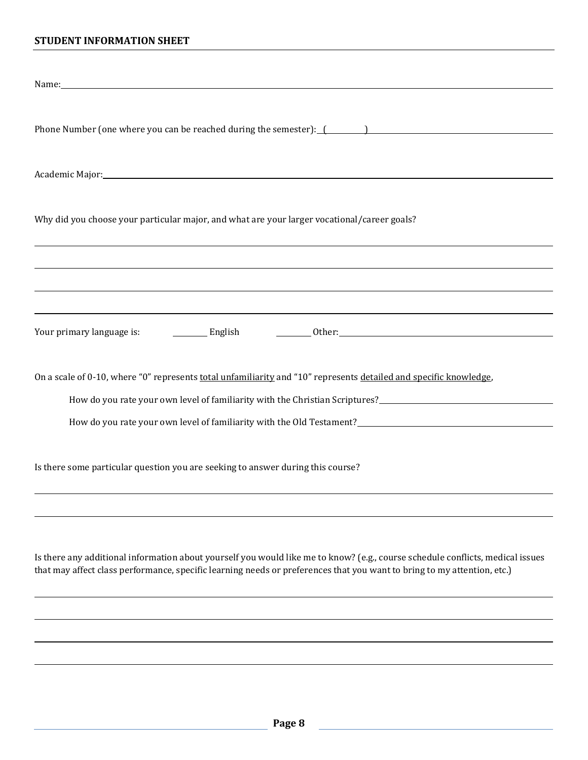**STUDENT INFORMATION SHEET**

Name: ______________________________________________

Phone Number (one where you can be reached during the semester): ( ) ______________________________

Academic Major: ______________________________________________

Why did you choose your particular major, and what are your larger vocational/career goals?

______________________________________________

______________________________________________

______________________________________________

______________________________________________

Your primary language is: ________ English ________ Other: ______________________________

On a scale of 0-10, where "0" represents <u>total unfamiliarity</u> and "10" represents <u>detailed and specific knowledge</u>,

How do you rate your own level of familiarity with the Christian Scriptures? ____________________

How do you rate your own level of familiarity with the Old Testament? ____________________

Is there some particular question you are seeking to answer during this course?

______________________________________________

______________________________________________

Is there any additional information about yourself you would like me to know? (e.g., course schedule conflicts, medical issues that may affect class performance, specific learning needs or preferences that you want to bring to my attention, etc.)

______________________________________________

______________________________________________

______________________________________________

______________________________________________